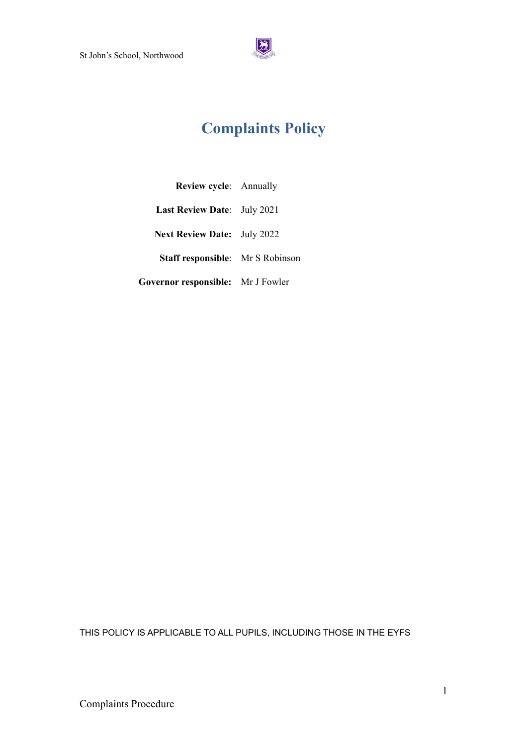# Complaints Policy

| | |
|---|---|
| **Review cycle**: | Annually |
| **Last Review Date**: | July 2021 |
| **Next Review Date:** | July 2022 |
| **Staff responsible**: | Mr S Robinson |
| **Governor responsible:** | Mr J Fowler |

THIS POLICY IS APPLICABLE TO ALL PUPILS, INCLUDING THOSE IN THE EYFS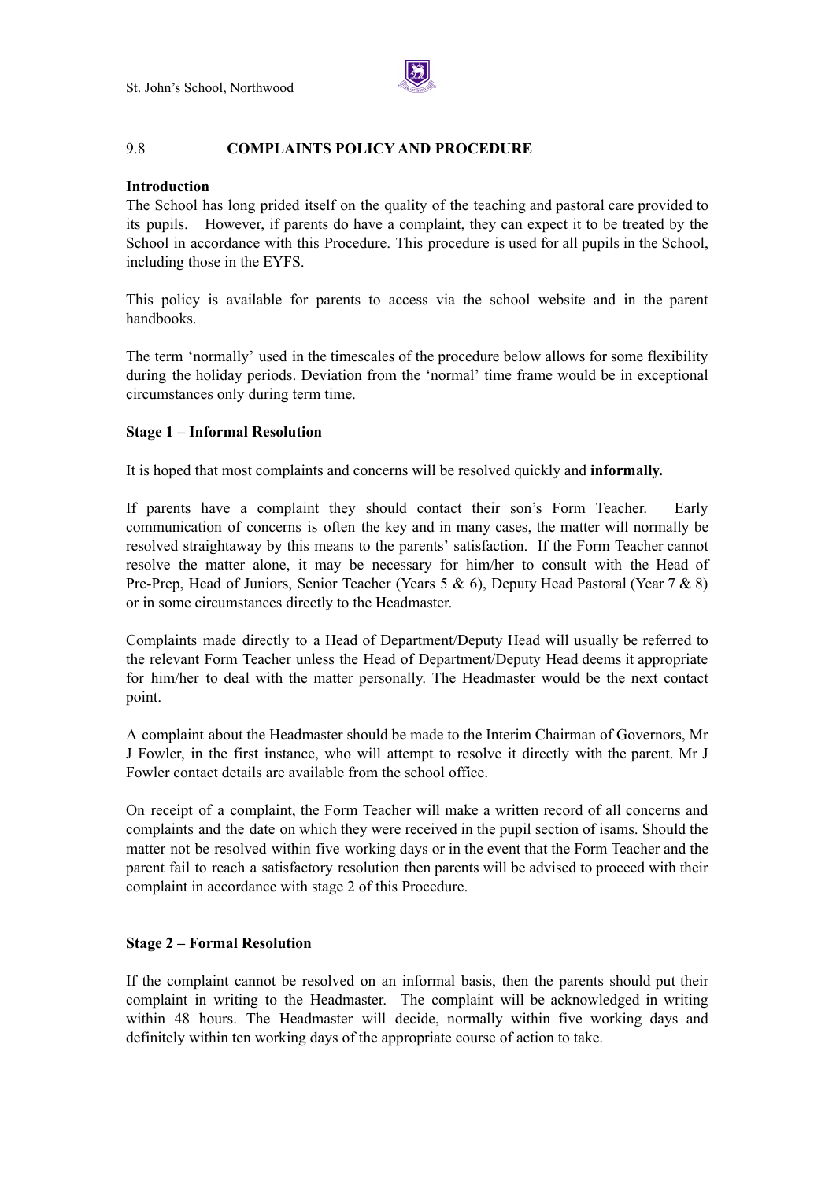## 9.8 COMPLAINTS POLICY AND PROCEDURE

**Introduction**

The School has long prided itself on the quality of the teaching and pastoral care provided to its pupils. However, if parents do have a complaint, they can expect it to be treated by the School in accordance with this Procedure. This procedure is used for all pupils in the School, including those in the EYFS.

This policy is available for parents to access via the school website and in the parent handbooks.

The term 'normally' used in the timescales of the procedure below allows for some flexibility during the holiday periods. Deviation from the 'normal' time frame would be in exceptional circumstances only during term time.

**Stage 1 – Informal Resolution**

It is hoped that most complaints and concerns will be resolved quickly and **informally.**

If parents have a complaint they should contact their son's Form Teacher. Early communication of concerns is often the key and in many cases, the matter will normally be resolved straightaway by this means to the parents' satisfaction. If the Form Teacher cannot resolve the matter alone, it may be necessary for him/her to consult with the Head of Pre-Prep, Head of Juniors, Senior Teacher (Years 5 & 6), Deputy Head Pastoral (Year 7 & 8) or in some circumstances directly to the Headmaster.

Complaints made directly to a Head of Department/Deputy Head will usually be referred to the relevant Form Teacher unless the Head of Department/Deputy Head deems it appropriate for him/her to deal with the matter personally. The Headmaster would be the next contact point.

A complaint about the Headmaster should be made to the Interim Chairman of Governors, Mr J Fowler, in the first instance, who will attempt to resolve it directly with the parent. Mr J Fowler contact details are available from the school office.

On receipt of a complaint, the Form Teacher will make a written record of all concerns and complaints and the date on which they were received in the pupil section of isams. Should the matter not be resolved within five working days or in the event that the Form Teacher and the parent fail to reach a satisfactory resolution then parents will be advised to proceed with their complaint in accordance with stage 2 of this Procedure.

**Stage 2 – Formal Resolution**

If the complaint cannot be resolved on an informal basis, then the parents should put their complaint in writing to the Headmaster. The complaint will be acknowledged in writing within 48 hours. The Headmaster will decide, normally within five working days and definitely within ten working days of the appropriate course of action to take.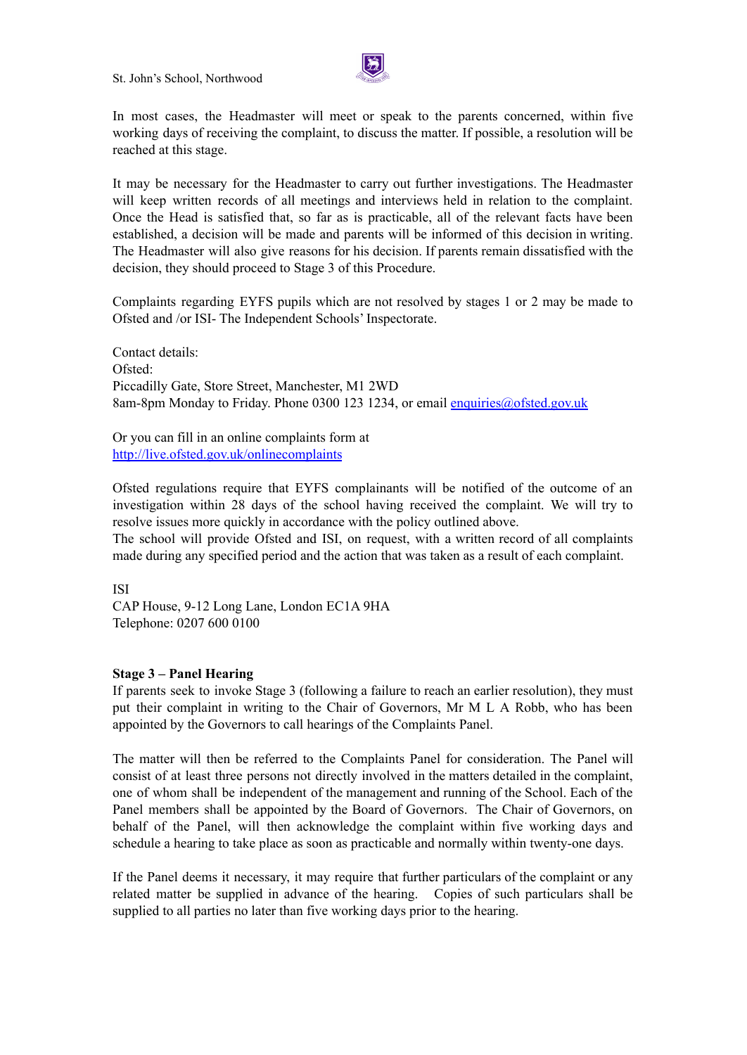In most cases, the Headmaster will meet or speak to the parents concerned, within five working days of receiving the complaint, to discuss the matter. If possible, a resolution will be reached at this stage.

It may be necessary for the Headmaster to carry out further investigations. The Headmaster will keep written records of all meetings and interviews held in relation to the complaint. Once the Head is satisfied that, so far as is practicable, all of the relevant facts have been established, a decision will be made and parents will be informed of this decision in writing. The Headmaster will also give reasons for his decision. If parents remain dissatisfied with the decision, they should proceed to Stage 3 of this Procedure.

Complaints regarding EYFS pupils which are not resolved by stages 1 or 2 may be made to Ofsted and /or ISI- The Independent Schools' Inspectorate.

Contact details:
Ofsted:
Piccadilly Gate, Store Street, Manchester, M1 2WD
8am-8pm Monday to Friday. Phone 0300 123 1234, or email [enquiries@ofsted.gov.uk](mailto:enquiries@ofsted.gov.uk)

Or you can fill in an online complaints form at
[http://live.ofsted.gov.uk/onlinecomplaints](http://live.ofsted.gov.uk/onlinecomplaints)

Ofsted regulations require that EYFS complainants will be notified of the outcome of an investigation within 28 days of the school having received the complaint. We will try to resolve issues more quickly in accordance with the policy outlined above.
The school will provide Ofsted and ISI, on request, with a written record of all complaints made during any specified period and the action that was taken as a result of each complaint.

ISI
CAP House, 9-12 Long Lane, London EC1A 9HA
Telephone: 0207 600 0100

**Stage 3 – Panel Hearing**
If parents seek to invoke Stage 3 (following a failure to reach an earlier resolution), they must put their complaint in writing to the Chair of Governors, Mr M L A Robb, who has been appointed by the Governors to call hearings of the Complaints Panel.

The matter will then be referred to the Complaints Panel for consideration. The Panel will consist of at least three persons not directly involved in the matters detailed in the complaint, one of whom shall be independent of the management and running of the School. Each of the Panel members shall be appointed by the Board of Governors. The Chair of Governors, on behalf of the Panel, will then acknowledge the complaint within five working days and schedule a hearing to take place as soon as practicable and normally within twenty-one days.

If the Panel deems it necessary, it may require that further particulars of the complaint or any related matter be supplied in advance of the hearing. Copies of such particulars shall be supplied to all parties no later than five working days prior to the hearing.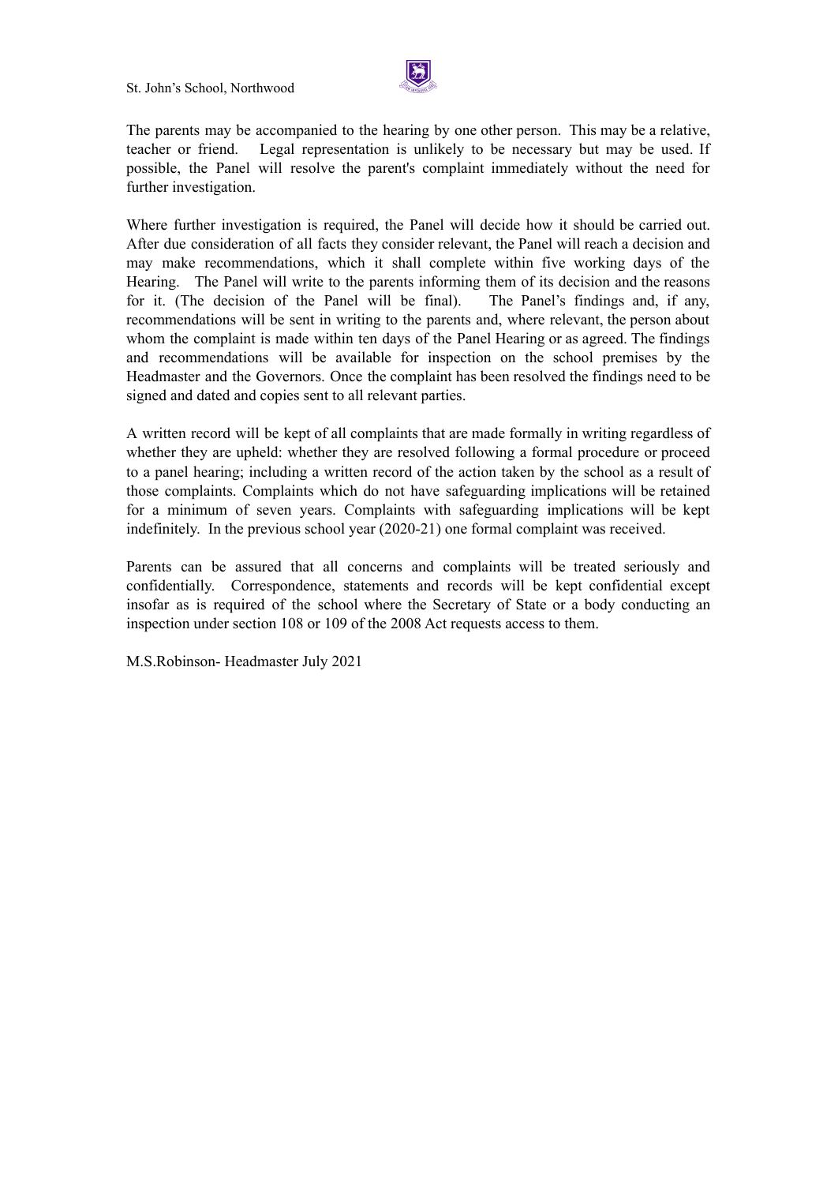The parents may be accompanied to the hearing by one other person. This may be a relative, teacher or friend. Legal representation is unlikely to be necessary but may be used. If possible, the Panel will resolve the parent's complaint immediately without the need for further investigation.

Where further investigation is required, the Panel will decide how it should be carried out. After due consideration of all facts they consider relevant, the Panel will reach a decision and may make recommendations, which it shall complete within five working days of the Hearing. The Panel will write to the parents informing them of its decision and the reasons for it. (The decision of the Panel will be final). The Panel's findings and, if any, recommendations will be sent in writing to the parents and, where relevant, the person about whom the complaint is made within ten days of the Panel Hearing or as agreed. The findings and recommendations will be available for inspection on the school premises by the Headmaster and the Governors. Once the complaint has been resolved the findings need to be signed and dated and copies sent to all relevant parties.

A written record will be kept of all complaints that are made formally in writing regardless of whether they are upheld: whether they are resolved following a formal procedure or proceed to a panel hearing; including a written record of the action taken by the school as a result of those complaints. Complaints which do not have safeguarding implications will be retained for a minimum of seven years. Complaints with safeguarding implications will be kept indefinitely. In the previous school year (2020-21) one formal complaint was received.

Parents can be assured that all concerns and complaints will be treated seriously and confidentially. Correspondence, statements and records will be kept confidential except insofar as is required of the school where the Secretary of State or a body conducting an inspection under section 108 or 109 of the 2008 Act requests access to them.

M.S.Robinson- Headmaster July 2021